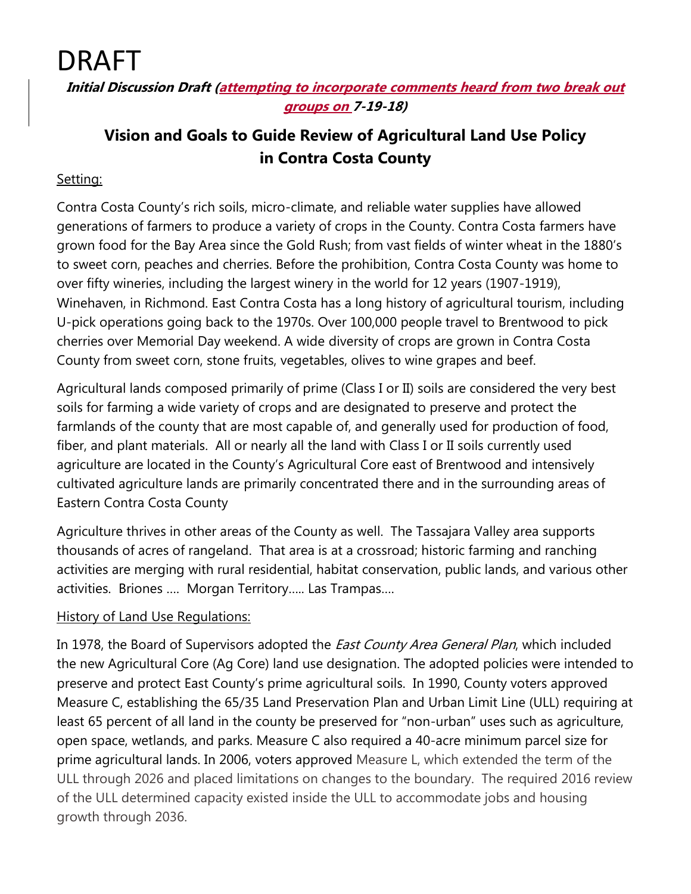# DRAFT

***Initial Discussion Draft (attempting to incorporate comments heard from two break out groups on 7-19-18)***

## Vision and Goals to Guide Review of Agricultural Land Use Policy in Contra Costa County

Setting:

Contra Costa County's rich soils, micro-climate, and reliable water supplies have allowed generations of farmers to produce a variety of crops in the County. Contra Costa farmers have grown food for the Bay Area since the Gold Rush; from vast fields of winter wheat in the 1880's to sweet corn, peaches and cherries. Before the prohibition, Contra Costa County was home to over fifty wineries, including the largest winery in the world for 12 years (1907-1919), Winehaven, in Richmond. East Contra Costa has a long history of agricultural tourism, including U-pick operations going back to the 1970s. Over 100,000 people travel to Brentwood to pick cherries over Memorial Day weekend. A wide diversity of crops are grown in Contra Costa County from sweet corn, stone fruits, vegetables, olives to wine grapes and beef.

Agricultural lands composed primarily of prime (Class I or II) soils are considered the very best soils for farming a wide variety of crops and are designated to preserve and protect the farmlands of the county that are most capable of, and generally used for production of food, fiber, and plant materials. All or nearly all the land with Class I or II soils currently used agriculture are located in the County's Agricultural Core east of Brentwood and intensively cultivated agriculture lands are primarily concentrated there and in the surrounding areas of Eastern Contra Costa County

Agriculture thrives in other areas of the County as well. The Tassajara Valley area supports thousands of acres of rangeland. That area is at a crossroad; historic farming and ranching activities are merging with rural residential, habitat conservation, public lands, and various other activities. Briones …. Morgan Territory….. Las Trampas….

History of Land Use Regulations:

In 1978, the Board of Supervisors adopted the *East County Area General Plan*, which included the new Agricultural Core (Ag Core) land use designation. The adopted policies were intended to preserve and protect East County's prime agricultural soils. In 1990, County voters approved Measure C, establishing the 65/35 Land Preservation Plan and Urban Limit Line (ULL) requiring at least 65 percent of all land in the county be preserved for "non-urban" uses such as agriculture, open space, wetlands, and parks. Measure C also required a 40-acre minimum parcel size for prime agricultural lands. In 2006, voters approved Measure L, which extended the term of the ULL through 2026 and placed limitations on changes to the boundary. The required 2016 review of the ULL determined capacity existed inside the ULL to accommodate jobs and housing growth through 2036.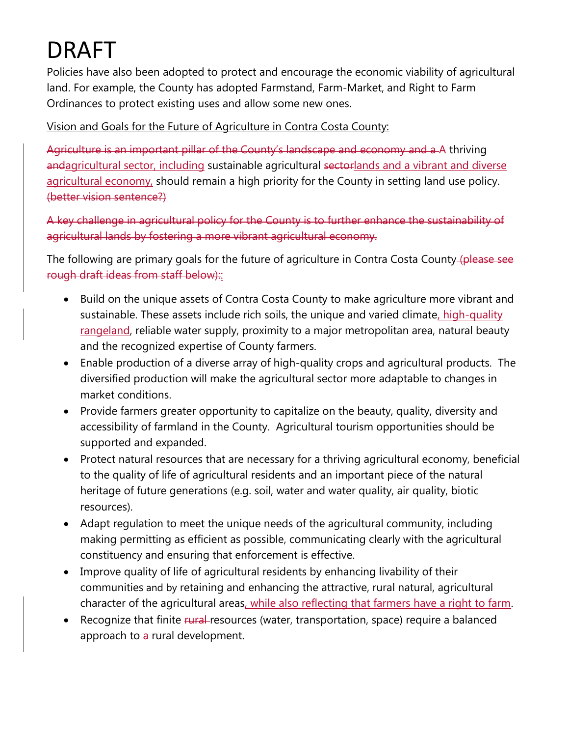# DRAFT

Policies have also been adopted to protect and encourage the economic viability of agricultural land. For example, the County has adopted Farmstand, Farm-Market, and Right to Farm Ordinances to protect existing uses and allow some new ones.

Vision and Goals for the Future of Agriculture in Contra Costa County:

~~Agriculture is an important pillar of the County's landscape and economy and a~~ A thriving ~~and~~agricultural sector, including sustainable agricultural ~~sector~~lands and a vibrant and diverse agricultural economy, should remain a high priority for the County in setting land use policy. ~~(better vision sentence?)~~

~~A key challenge in agricultural policy for the County is to further enhance the sustainability of agricultural lands by fostering a more vibrant agricultural economy.~~

The following are primary goals for the future of agriculture in Contra Costa County ~~(please see rough draft ideas from staff below):~~:

- Build on the unique assets of Contra Costa County to make agriculture more vibrant and sustainable. These assets include rich soils, the unique and varied climate, high-quality rangeland, reliable water supply, proximity to a major metropolitan area, natural beauty and the recognized expertise of County farmers.
- Enable production of a diverse array of high-quality crops and agricultural products. The diversified production will make the agricultural sector more adaptable to changes in market conditions.
- Provide farmers greater opportunity to capitalize on the beauty, quality, diversity and accessibility of farmland in the County. Agricultural tourism opportunities should be supported and expanded.
- Protect natural resources that are necessary for a thriving agricultural economy, beneficial to the quality of life of agricultural residents and an important piece of the natural heritage of future generations (e.g. soil, water and water quality, air quality, biotic resources).
- Adapt regulation to meet the unique needs of the agricultural community, including making permitting as efficient as possible, communicating clearly with the agricultural constituency and ensuring that enforcement is effective.
- Improve quality of life of agricultural residents by enhancing livability of their communities and by retaining and enhancing the attractive, rural natural, agricultural character of the agricultural areas, while also reflecting that farmers have a right to farm.
- Recognize that finite ~~rural~~ resources (water, transportation, space) require a balanced approach to ~~a~~ rural development.